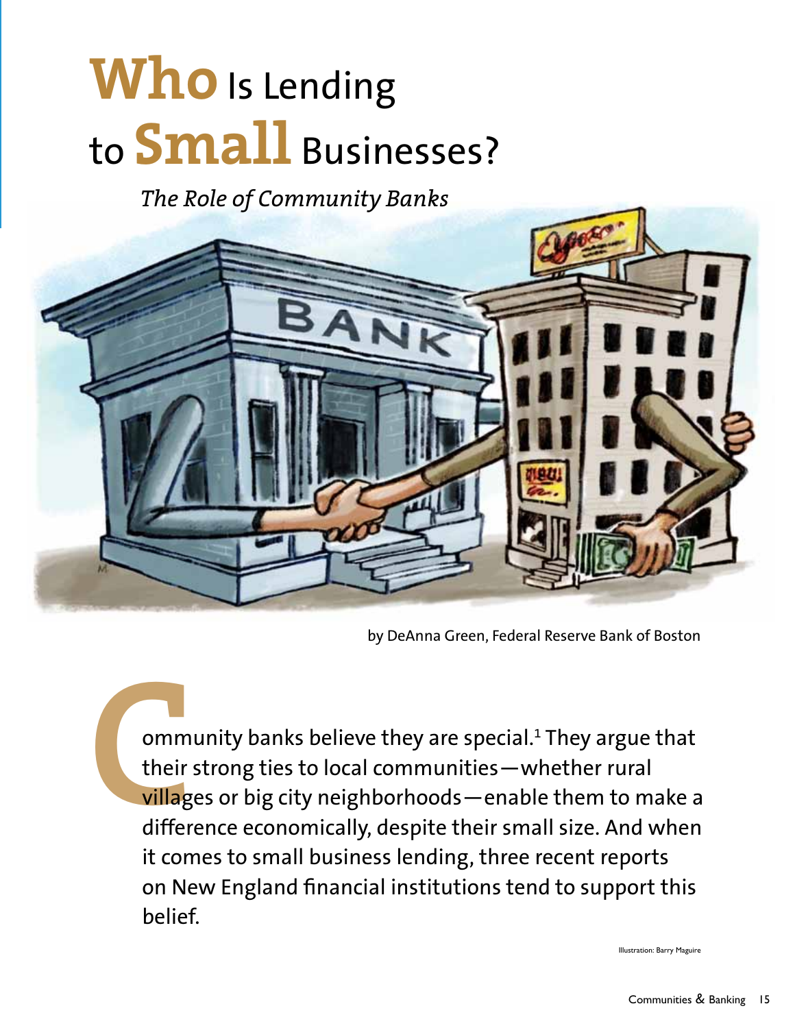# Who Is Lending to Small Businesses?

*The Role of Community Banks*

by DeAnna Green, Federal Reserve Bank of Boston

Community banks believe they are special.[1] They argue that their strong ties to local communities—whether rural villages or big city neighborhoods—enable them to make a difference economically, despite their small size. And when it comes to small business lending, three recent reports on New England financial institutions tend to support this belief.

Illustration: Barry Maguire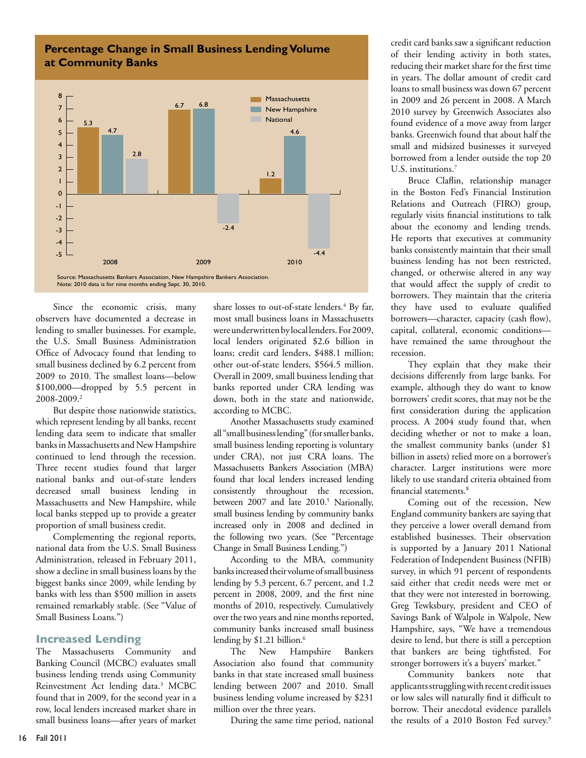**Percentage Change in Small Business Lending Volume at Community Banks**

| Year | Massachusetts | New Hampshire | National |
|---|---|---|---|
| 2008 | 5.3 | 4.7 | 2.8 |
| 2009 | 6.7 | 6.8 | -2.4 |
| 2010 | 1.2 | 4.6 | -4.4 |

Source: Massachusetts Bankers Association, New Hampshire Bankers Association.
Note: 2010 data is for nine months ending Sept. 30, 2010.

Since the economic crisis, many observers have documented a decrease in lending to smaller businesses. For example, the U.S. Small Business Administration Office of Advocacy found that lending to small business declined by 6.2 percent from 2009 to 2010. The smallest loans—below $100,000—dropped by 5.5 percent in 2008-2009.[2]

But despite those nationwide statistics, which represent lending by all banks, recent lending data seem to indicate that smaller banks in Massachusetts and New Hampshire continued to lend through the recession. Three recent studies found that larger national banks and out-of-state lenders decreased small business lending in Massachusetts and New Hampshire, while local banks stepped up to provide a greater proportion of small business credit.

Complementing the regional reports, national data from the U.S. Small Business Administration, released in February 2011, show a decline in small business loans by the biggest banks since 2009, while lending by banks with less than $500 million in assets remained remarkably stable. (See "Value of Small Business Loans.")

## Increased Lending

The Massachusetts Community and Banking Council (MCBC) evaluates small business lending trends using Community Reinvestment Act lending data.[3] MCBC found that in 2009, for the second year in a row, local lenders increased market share in small business loans—after years of market share losses to out-of-state lenders.[4] By far, most small business loans in Massachusetts were underwritten by local lenders. For 2009, local lenders originated $2.6 billion in loans; credit card lenders, $488.1 million; other out-of-state lenders, $564.5 million. Overall in 2009, small business lending that banks reported under CRA lending was down, both in the state and nationwide, according to MCBC.

Another Massachusetts study examined all "small business lending" (for smaller banks, small business lending reporting is voluntary under CRA), not just CRA loans. The Massachusetts Bankers Association (MBA) found that local lenders increased lending consistently throughout the recession, between 2007 and late 2010.[5] Nationally, small business lending by community banks increased only in 2008 and declined in the following two years. (See "Percentage Change in Small Business Lending.")

According to the MBA, community banks increased their volume of small business lending by 5.3 percent, 6.7 percent, and 1.2 percent in 2008, 2009, and the first nine months of 2010, respectively. Cumulatively over the two years and nine months reported, community banks increased small business lending by $1.21 billion.[6]

The New Hampshire Bankers Association also found that community banks in that state increased small business lending between 2007 and 2010. Small business lending volume increased by $231 million over the three years.

During the same time period, national credit card banks saw a significant reduction of their lending activity in both states, reducing their market share for the first time in years. The dollar amount of credit card loans to small business was down 67 percent in 2009 and 26 percent in 2008. A March 2010 survey by Greenwich Associates also found evidence of a move away from larger banks. Greenwich found that about half the small and midsized businesses it surveyed borrowed from a lender outside the top 20 U.S. institutions.[7]

Bruce Claflin, relationship manager in the Boston Fed's Financial Institution Relations and Outreach (FIRO) group, regularly visits financial institutions to talk about the economy and lending trends. He reports that executives at community banks consistently maintain that their small business lending has not been restricted, changed, or otherwise altered in any way that would affect the supply of credit to borrowers. They maintain that the criteria they have used to evaluate qualified borrowers—character, capacity (cash flow), capital, collateral, economic conditions—have remained the same throughout the recession.

They explain that they make their decisions differently from large banks. For example, although they do want to know borrowers' credit scores, that may not be the first consideration during the application process. A 2004 study found that, when deciding whether or not to make a loan, the smallest community banks (under $1 billion in assets) relied more on a borrower's character. Larger institutions were more likely to use standard criteria obtained from financial statements.[8]

Coming out of the recession, New England community bankers are saying that they perceive a lower overall demand from established businesses. Their observation is supported by a January 2011 National Federation of Independent Business (NFIB) survey, in which 91 percent of respondents said either that credit needs were met or that they were not interested in borrowing. Greg Tewksbury, president and CEO of Savings Bank of Walpole in Walpole, New Hampshire, says, "We have a tremendous desire to lend, but there is still a perception that bankers are being tightfisted. For stronger borrowers it's a buyers' market."

Community bankers note that applicants struggling with recent credit issues or low sales will naturally find it difficult to borrow. Their anecdotal evidence parallels the results of a 2010 Boston Fed survey.[9]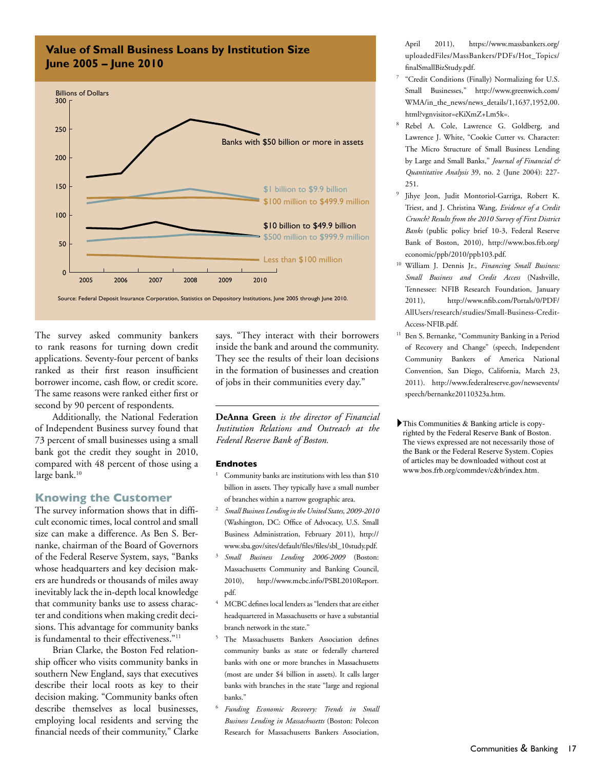## Value of Small Business Loans by Institution Size June 2005 – June 2010

Billions of Dollars

300
250
200
150
100
50
0

2005
2006
2007
2008
2009
2010

Banks with $50 billion or more in assets

$1 billion to $9.9 billion

$100 million to $499.9 million

$10 billion to $49.9 billion

$500 million to $999.9 million

Less than $100 million

Source: Federal Deposit Insurance Corporation, Statistics on Depository Institutions, June 2005 through June 2010.

The survey asked community bankers to rank reasons for turning down credit applications. Seventy-four percent of banks ranked as their first reason insufficient borrower income, cash flow, or credit score. The same reasons were ranked either first or second by 90 percent of respondents.

Additionally, the National Federation of Independent Business survey found that 73 percent of small businesses using a small bank got the credit they sought in 2010, compared with 48 percent of those using a large bank.[10]

### Knowing the Customer

The survey information shows that in difficult economic times, local control and small size can make a difference. As Ben S. Bernanke, chairman of the Board of Governors of the Federal Reserve System, says, "Banks whose headquarters and key decision makers are hundreds or thousands of miles away inevitably lack the in-depth local knowledge that community banks use to assess character and conditions when making credit decisions. This advantage for community banks is fundamental to their effectiveness."[11]

Brian Clarke, the Boston Fed relationship officer who visits community banks in southern New England, says that executives describe their local roots as key to their decision making. "Community banks often describe themselves as local businesses, employing local residents and serving the financial needs of their community," Clarke says. "They interact with their borrowers inside the bank and around the community. They see the results of their loan decisions in the formation of businesses and creation of jobs in their communities every day."

---

**DeAnna Green** *is the director of Financial Institution Relations and Outreach at the Federal Reserve Bank of Boston.*

### Endnotes

1. Community banks are institutions with less than $10 billion in assets. They typically have a small number of branches within a narrow geographic area.
2. *Small Business Lending in the United States, 2009-2010* (Washington, DC: Office of Advocacy, U.S. Small Business Administration, February 2011), http://www.sba.gov/sites/default/files/files/sbl_10study.pdf.
3. *Small Business Lending 2006-2009* (Boston: Massachusetts Community and Banking Council, 2010), http://www.mcbc.info/PSBL2010Report.pdf.
4. MCBC defines local lenders as "lenders that are either headquartered in Massachusetts or have a substantial branch network in the state."
5. The Massachusetts Bankers Association defines community banks as state or federally chartered banks with one or more branches in Massachusetts (most are under $4 billion in assets). It calls larger banks with branches in the state "large and regional banks."
6. *Funding Economic Recovery: Trends in Small Business Lending in Massachusetts* (Boston: Polecon Research for Massachusetts Bankers Association, April 2011), https://www.massbankers.org/uploadedFiles/MassBankers/PDFs/Hot_Topics/finalSmallBizStudy.pdf.
7. "Credit Conditions (Finally) Normalizing for U.S. Small Businesses," http://www.greenwich.com/WMA/in_the_news/news_details/1,1637,1952,00.html?vgnvisitor=eKiXmZ+Lm5k=.
8. Rebel A. Cole, Lawrence G. Goldberg, and Lawrence J. White, "Cookie Cutter vs. Character: The Micro Structure of Small Business Lending by Large and Small Banks," *Journal of Financial & Quantitative Analysis* 39, no. 2 (June 2004): 227-251.
9. Jihye Jeon, Judit Montoriol-Garriga, Robert K. Triest, and J. Christina Wang, *Evidence of a Credit Crunch? Results from the 2010 Survey of First District Banks* (public policy brief 10-3, Federal Reserve Bank of Boston, 2010), http://www.bos.frb.org/economic/ppb/2010/ppb103.pdf.
10. William J. Dennis Jr., *Financing Small Business: Small Business and Credit Access* (Nashville, Tennessee: NFIB Research Foundation, January 2011), http://www.nfib.com/Portals/0/PDF/AllUsers/research/studies/Small-Business-Credit-Access-NFIB.pdf.
11. Ben S. Bernanke, "Community Banking in a Period of Recovery and Change" (speech, Independent Community Bankers of America National Convention, San Diego, California, March 23, 2011). http://www.federalreserve.gov/newsevents/speech/bernanke20110323a.htm.

This Communities & Banking article is copyrighted by the Federal Reserve Bank of Boston. The views expressed are not necessarily those of the Bank or the Federal Reserve System. Copies of articles may be downloaded without cost at www.bos.frb.org/commdev/c&b/index.htm.